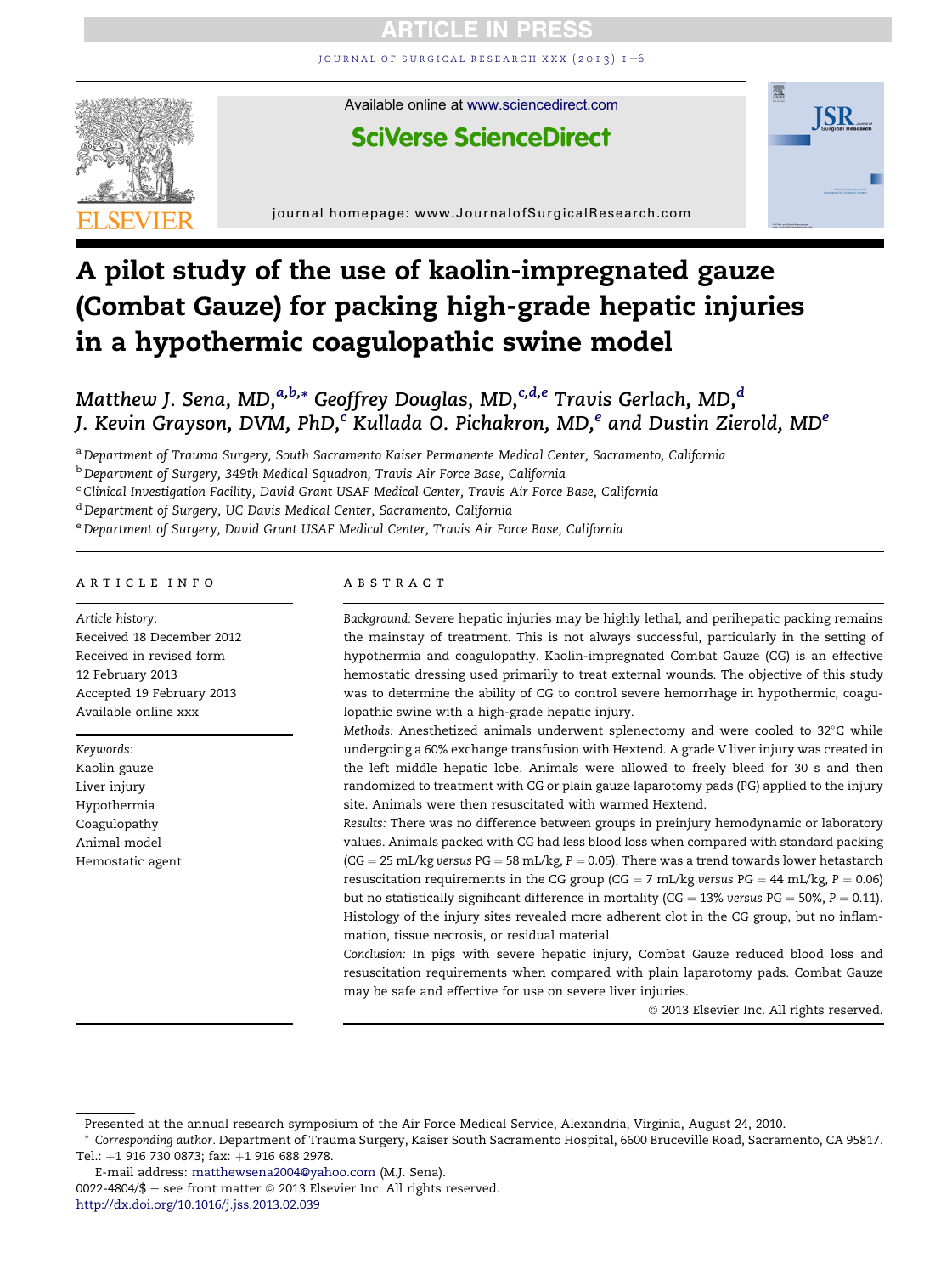# A pilot study of the use of kaolin-impregnated gauze (Combat Gauze) for packing high-grade hepatic injuries in a hypothermic coagulopathic swine model

*Matthew J. Sena, MD,*[a,b,*] *Geoffrey Douglas, MD,*[c,d,e] *Travis Gerlach, MD,*[d] *J. Kevin Grayson, DVM, PhD,*[c] *Kullada O. Pichakron, MD,*[e] *and Dustin Zierold, MD*[e]

[a] *Department of Trauma Surgery, South Sacramento Kaiser Permanente Medical Center, Sacramento, California*

[b] *Department of Surgery, 349th Medical Squadron, Travis Air Force Base, California*

[c] *Clinical Investigation Facility, David Grant USAF Medical Center, Travis Air Force Base, California*

[d] *Department of Surgery, UC Davis Medical Center, Sacramento, California*

[e] *Department of Surgery, David Grant USAF Medical Center, Travis Air Force Base, California*

## ARTICLE INFO

*Article history:*
Received 18 December 2012
Received in revised form
12 February 2013
Accepted 19 February 2013
Available online xxx

*Keywords:*
Kaolin gauze
Liver injury
Hypothermia
Coagulopathy
Animal model
Hemostatic agent

## ABSTRACT

*Background:* Severe hepatic injuries may be highly lethal, and perihepatic packing remains the mainstay of treatment. This is not always successful, particularly in the setting of hypothermia and coagulopathy. Kaolin-impregnated Combat Gauze (CG) is an effective hemostatic dressing used primarily to treat external wounds. The objective of this study was to determine the ability of CG to control severe hemorrhage in hypothermic, coagulopathic swine with a high-grade hepatic injury.

*Methods:* Anesthetized animals underwent splenectomy and were cooled to 32°C while undergoing a 60% exchange transfusion with Hextend. A grade V liver injury was created in the left middle hepatic lobe. Animals were allowed to freely bleed for 30 s and then randomized to treatment with CG or plain gauze laparotomy pads (PG) applied to the injury site. Animals were then resuscitated with warmed Hextend.

*Results:* There was no difference between groups in preinjury hemodynamic or laboratory values. Animals packed with CG had less blood loss when compared with standard packing (CG = 25 mL/kg *versus* PG = 58 mL/kg, $P = 0.05$). There was a trend towards lower hetastarch resuscitation requirements in the CG group (CG = 7 mL/kg *versus* PG = 44 mL/kg, $P = 0.06$) but no statistically significant difference in mortality (CG = 13% *versus* PG = 50%, $P = 0.11$). Histology of the injury sites revealed more adherent clot in the CG group, but no inflammation, tissue necrosis, or residual material.

*Conclusion:* In pigs with severe hepatic injury, Combat Gauze reduced blood loss and resuscitation requirements when compared with plain laparotomy pads. Combat Gauze may be safe and effective for use on severe liver injuries.

© 2013 Elsevier Inc. All rights reserved.

---

Presented at the annual research symposium of the Air Force Medical Service, Alexandria, Virginia, August 24, 2010.

* *Corresponding author.* Department of Trauma Surgery, Kaiser South Sacramento Hospital, 6600 Bruceville Road, Sacramento, CA 95817. Tel.: +1 916 730 0873; fax: +1 916 688 2978.

E-mail address: matthewsena2004@yahoo.com (M.J. Sena).

0022-4804/$ – see front matter © 2013 Elsevier Inc. All rights reserved.
http://dx.doi.org/10.1016/j.jss.2013.02.039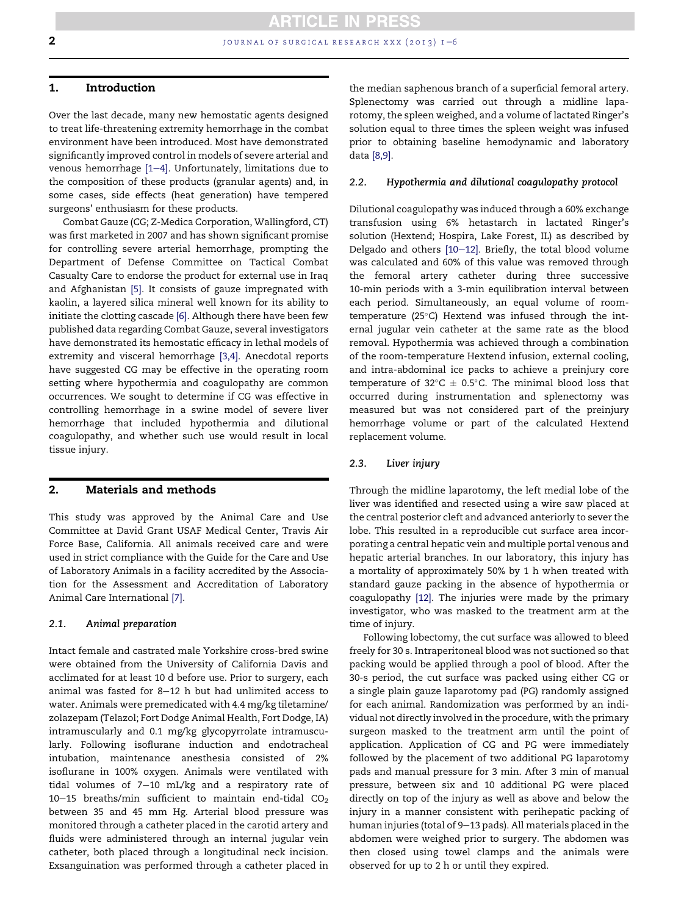## 1. Introduction

Over the last decade, many new hemostatic agents designed to treat life-threatening extremity hemorrhage in the combat environment have been introduced. Most have demonstrated significantly improved control in models of severe arterial and venous hemorrhage [1–4]. Unfortunately, limitations due to the composition of these products (granular agents) and, in some cases, side effects (heat generation) have tempered surgeons' enthusiasm for these products.

Combat Gauze (CG; Z-Medica Corporation, Wallingford, CT) was first marketed in 2007 and has shown significant promise for controlling severe arterial hemorrhage, prompting the Department of Defense Committee on Tactical Combat Casualty Care to endorse the product for external use in Iraq and Afghanistan [5]. It consists of gauze impregnated with kaolin, a layered silica mineral well known for its ability to initiate the clotting cascade [6]. Although there have been few published data regarding Combat Gauze, several investigators have demonstrated its hemostatic efficacy in lethal models of extremity and visceral hemorrhage [3,4]. Anecdotal reports have suggested CG may be effective in the operating room setting where hypothermia and coagulopathy are common occurrences. We sought to determine if CG was effective in controlling hemorrhage in a swine model of severe liver hemorrhage that included hypothermia and dilutional coagulopathy, and whether such use would result in local tissue injury.

## 2. Materials and methods

This study was approved by the Animal Care and Use Committee at David Grant USAF Medical Center, Travis Air Force Base, California. All animals received care and were used in strict compliance with the Guide for the Care and Use of Laboratory Animals in a facility accredited by the Association for the Assessment and Accreditation of Laboratory Animal Care International [7].

### 2.1. Animal preparation

Intact female and castrated male Yorkshire cross-bred swine were obtained from the University of California Davis and acclimated for at least 10 d before use. Prior to surgery, each animal was fasted for 8–12 h but had unlimited access to water. Animals were premedicated with 4.4 mg/kg tiletamine/zolazepam (Telazol; Fort Dodge Animal Health, Fort Dodge, IA) intramuscularly and 0.1 mg/kg glycopyrrolate intramuscularly. Following isoflurane induction and endotracheal intubation, maintenance anesthesia consisted of 2% isoflurane in 100% oxygen. Animals were ventilated with tidal volumes of 7–10 mL/kg and a respiratory rate of 10–15 breaths/min sufficient to maintain end-tidal $CO_2$ between 35 and 45 mm Hg. Arterial blood pressure was monitored through a catheter placed in the carotid artery and fluids were administered through an internal jugular vein catheter, both placed through a longitudinal neck incision. Exsanguination was performed through a catheter placed in the median saphenous branch of a superficial femoral artery. Splenectomy was carried out through a midline laparotomy, the spleen weighed, and a volume of lactated Ringer's solution equal to three times the spleen weight was infused prior to obtaining baseline hemodynamic and laboratory data [8,9].

### 2.2. Hypothermia and dilutional coagulopathy protocol

Dilutional coagulopathy was induced through a 60% exchange transfusion using 6% hetastarch in lactated Ringer's solution (Hextend; Hospira, Lake Forest, IL) as described by Delgado and others [10–12]. Briefly, the total blood volume was calculated and 60% of this value was removed through the femoral artery catheter during three successive 10-min periods with a 3-min equilibration interval between each period. Simultaneously, an equal volume of room-temperature (25°C) Hextend was infused through the internal jugular vein catheter at the same rate as the blood removal. Hypothermia was achieved through a combination of the room-temperature Hextend infusion, external cooling, and intra-abdominal ice packs to achieve a preinjury core temperature of 32°C ± 0.5°C. The minimal blood loss that occurred during instrumentation and splenectomy was measured but was not considered part of the preinjury hemorrhage volume or part of the calculated Hextend replacement volume.

### 2.3. Liver injury

Through the midline laparotomy, the left medial lobe of the liver was identified and resected using a wire saw placed at the central posterior cleft and advanced anteriorly to sever the lobe. This resulted in a reproducible cut surface area incorporating a central hepatic vein and multiple portal venous and hepatic arterial branches. In our laboratory, this injury has a mortality of approximately 50% by 1 h when treated with standard gauze packing in the absence of hypothermia or coagulopathy [12]. The injuries were made by the primary investigator, who was masked to the treatment arm at the time of injury.

Following lobectomy, the cut surface was allowed to bleed freely for 30 s. Intraperitoneal blood was not suctioned so that packing would be applied through a pool of blood. After the 30-s period, the cut surface was packed using either CG or a single plain gauze laparotomy pad (PG) randomly assigned for each animal. Randomization was performed by an individual not directly involved in the procedure, with the primary surgeon masked to the treatment arm until the point of application. Application of CG and PG were immediately followed by the placement of two additional PG laparotomy pads and manual pressure for 3 min. After 3 min of manual pressure, between six and 10 additional PG were placed directly on top of the injury as well as above and below the injury in a manner consistent with perihepatic packing of human injuries (total of 9–13 pads). All materials placed in the abdomen were weighed prior to surgery. The abdomen was then closed using towel clamps and the animals were observed for up to 2 h or until they expired.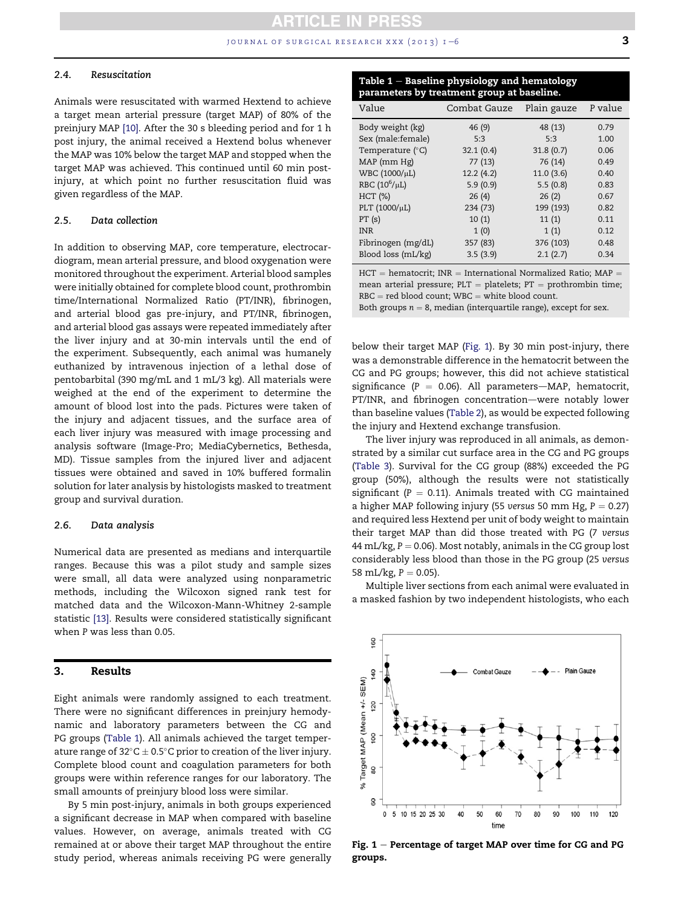### 2.4. Resuscitation

Animals were resuscitated with warmed Hextend to achieve a target mean arterial pressure (target MAP) of 80% of the preinjury MAP [10]. After the 30 s bleeding period and for 1 h post injury, the animal received a Hextend bolus whenever the MAP was 10% below the target MAP and stopped when the target MAP was achieved. This continued until 60 min post-injury, at which point no further resuscitation fluid was given regardless of the MAP.

### 2.5. Data collection

In addition to observing MAP, core temperature, electrocardiogram, mean arterial pressure, and blood oxygenation were monitored throughout the experiment. Arterial blood samples were initially obtained for complete blood count, prothrombin time/International Normalized Ratio (PT/INR), fibrinogen, and arterial blood gas pre-injury, and PT/INR, fibrinogen, and arterial blood gas assays were repeated immediately after the liver injury and at 30-min intervals until the end of the experiment. Subsequently, each animal was humanely euthanized by intravenous injection of a lethal dose of pentobarbital (390 mg/mL and 1 mL/3 kg). All materials were weighed at the end of the experiment to determine the amount of blood lost into the pads. Pictures were taken of the injury and adjacent tissues, and the surface area of each liver injury was measured with image processing and analysis software (Image-Pro; MediaCybernetics, Bethesda, MD). Tissue samples from the injured liver and adjacent tissues were obtained and saved in 10% buffered formalin solution for later analysis by histologists masked to treatment group and survival duration.

### 2.6. Data analysis

Numerical data are presented as medians and interquartile ranges. Because this was a pilot study and sample sizes were small, all data were analyzed using nonparametric methods, including the Wilcoxon signed rank test for matched data and the Wilcoxon-Mann-Whitney 2-sample statistic [13]. Results were considered statistically significant when P was less than 0.05.

## 3. Results

Eight animals were randomly assigned to each treatment. There were no significant differences in preinjury hemodynamic and laboratory parameters between the CG and PG groups (Table 1). All animals achieved the target temperature range of 32°C ± 0.5°C prior to creation of the liver injury. Complete blood count and coagulation parameters for both groups were within reference ranges for our laboratory. The small amounts of preinjury blood loss were similar.

By 5 min post-injury, animals in both groups experienced a significant decrease in MAP when compared with baseline values. However, on average, animals treated with CG remained at or above their target MAP throughout the entire study period, whereas animals receiving PG were generally below their target MAP (Fig. 1). By 30 min post-injury, there was a demonstrable difference in the hematocrit between the CG and PG groups; however, this did not achieve statistical significance (P = 0.06). All parameters—MAP, hematocrit, PT/INR, and fibrinogen concentration—were notably lower than baseline values (Table 2), as would be expected following the injury and Hextend exchange transfusion.

**Table 1 – Baseline physiology and hematology parameters by treatment group at baseline.**

| Value | Combat Gauze | Plain gauze | P value |
|---|---|---|---|
| Body weight (kg) | 46 (9) | 48 (13) | 0.79 |
| Sex (male:female) | 5:3 | 5:3 | 1.00 |
| Temperature (°C) | 32.1 (0.4) | 31.8 (0.7) | 0.06 |
| MAP (mm Hg) | 77 (13) | 76 (14) | 0.49 |
| WBC (1000/μL) | 12.2 (4.2) | 11.0 (3.6) | 0.40 |
| RBC ($10^6$/μL) | 5.9 (0.9) | 5.5 (0.8) | 0.83 |
| HCT (%) | 26 (4) | 26 (2) | 0.67 |
| PLT (1000/μL) | 234 (73) | 199 (193) | 0.82 |
| PT (s) | 10 (1) | 11 (1) | 0.11 |
| INR | 1 (0) | 1 (1) | 0.12 |
| Fibrinogen (mg/dL) | 357 (83) | 376 (103) | 0.48 |
| Blood loss (mL/kg) | 3.5 (3.9) | 2.1 (2.7) | 0.34 |

HCT = hematocrit; INR = International Normalized Ratio; MAP = mean arterial pressure; PLT = platelets; PT = prothrombin time; RBC = red blood count; WBC = white blood count.
Both groups n = 8, median (interquartile range), except for sex.

The liver injury was reproduced in all animals, as demonstrated by a similar cut surface area in the CG and PG groups (Table 3). Survival for the CG group (88%) exceeded the PG group (50%), although the results were not statistically significant (P = 0.11). Animals treated with CG maintained a higher MAP following injury (55 *versus* 50 mm Hg, P = 0.27) and required less Hextend per unit of body weight to maintain their target MAP than did those treated with PG (7 *versus* 44 mL/kg, P = 0.06). Most notably, animals in the CG group lost considerably less blood than those in the PG group (25 *versus* 58 mL/kg, P = 0.05).

Multiple liver sections from each animal were evaluated in a masked fashion by two independent histologists, who each

**Fig. 1 – Percentage of target MAP over time for CG and PG groups.**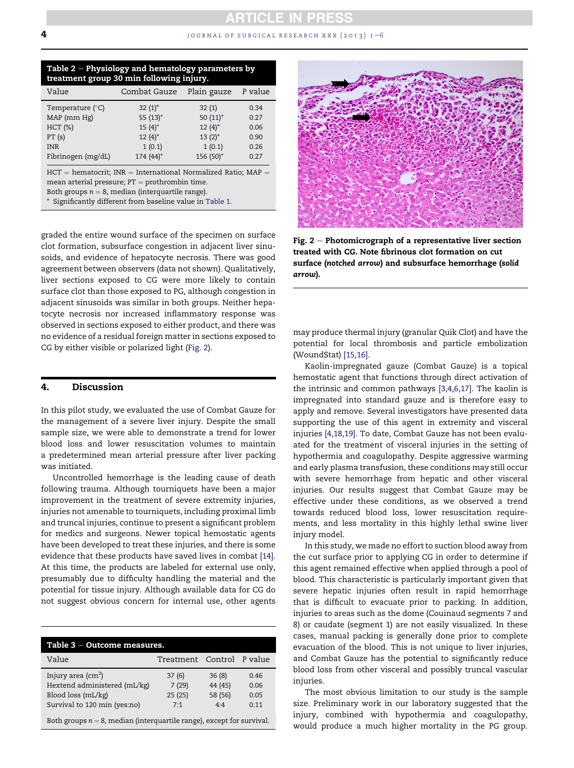**Table 2 – Physiology and hematology parameters by treatment group 30 min following injury.**

| Value | Combat Gauze | Plain gauze | P value |
|---|---|---|---|
| Temperature (°C) | 32 (1)* | 32 (1) | 0.34 |
| MAP (mm Hg) | 55 (13)* | 50 (11)* | 0.27 |
| HCT (%) | 15 (4)* | 12 (4)* | 0.06 |
| PT (s) | 12 (4)* | 13 (2)* | 0.90 |
| INR | 1 (0.1) | 1 (0.1) | 0.26 |
| Fibrinogen (mg/dL) | 174 (44)* | 156 (50)* | 0.27 |

HCT = hematocrit; INR = International Normalized Ratio; MAP = mean arterial pressure; PT = prothrombin time.
Both groups $n = 8$, median (interquartile range).
\* Significantly different from baseline value in Table 1.

graded the entire wound surface of the specimen on surface clot formation, subsurface congestion in adjacent liver sinusoids, and evidence of hepatocyte necrosis. There was good agreement between observers (data not shown). Qualitatively, liver sections exposed to CG were more likely to contain surface clot than those exposed to PG, although congestion in adjacent sinusoids was similar in both groups. Neither hepatocyte necrosis nor increased inflammatory response was observed in sections exposed to either product, and there was no evidence of a residual foreign matter in sections exposed to CG by either visible or polarized light (Fig. 2).

**Fig. 2 – Photomicrograph of a representative liver section treated with CG. Note fibrinous clot formation on cut surface (*notched arrow*) and subsurface hemorrhage (*solid arrow*).**

## 4. Discussion

In this pilot study, we evaluated the use of Combat Gauze for the management of a severe liver injury. Despite the small sample size, we were able to demonstrate a trend for lower blood loss and lower resuscitation volumes to maintain a predetermined mean arterial pressure after liver packing was initiated.

Uncontrolled hemorrhage is the leading cause of death following trauma. Although tourniquets have been a major improvement in the treatment of severe extremity injuries, injuries not amenable to tourniquets, including proximal limb and truncal injuries, continue to present a significant problem for medics and surgeons. Newer topical hemostatic agents have been developed to treat these injuries, and there is some evidence that these products have saved lives in combat [14]. At this time, the products are labeled for external use only, presumably due to difficulty handling the material and the potential for tissue injury. Although available data for CG do not suggest obvious concern for internal use, other agents may produce thermal injury (granular Quik Clot) and have the potential for local thrombosis and particle embolization (WoundStat) [15,16].

Kaolin-impregnated gauze (Combat Gauze) is a topical hemostatic agent that functions through direct activation of the intrinsic and common pathways [3,4,6,17]. The kaolin is impregnated into standard gauze and is therefore easy to apply and remove. Several investigators have presented data supporting the use of this agent in extremity and visceral injuries [4,18,19]. To date, Combat Gauze has not been evaluated for the treatment of visceral injuries in the setting of hypothermia and coagulopathy. Despite aggressive warming and early plasma transfusion, these conditions may still occur with severe hemorrhage from hepatic and other visceral injuries. Our results suggest that Combat Gauze may be effective under these conditions, as we observed a trend towards reduced blood loss, lower resuscitation requirements, and less mortality in this highly lethal swine liver injury model.

In this study, we made no effort to suction blood away from the cut surface prior to applying CG in order to determine if this agent remained effective when applied through a pool of blood. This characteristic is particularly important given that severe hepatic injuries often result in rapid hemorrhage that is difficult to evacuate prior to packing. In addition, injuries to areas such as the dome (Couinaud segments 7 and 8) or caudate (segment 1) are not easily visualized. In these cases, manual packing is generally done prior to complete evacuation of the blood. This is not unique to liver injuries, and Combat Gauze has the potential to significantly reduce blood loss from other visceral and possibly truncal vascular injuries.

The most obvious limitation to our study is the sample size. Preliminary work in our laboratory suggested that the injury, combined with hypothermia and coagulopathy, would produce a much higher mortality in the PG group.

**Table 3 – Outcome measures.**

| Value | Treatment | Control | P value |
|---|---|---|---|
| Injury area (cm$^2$) | 37 (6) | 36 (8) | 0.46 |
| Hextend administered (mL/kg) | 7 (29) | 44 (45) | 0.06 |
| Blood loss (mL/kg) | 25 (25) | 58 (56) | 0.05 |
| Survival to 120 min (yes:no) | 7:1 | 4:4 | 0.11 |

Both groups $n = 8$, median (interquartile range), except for survival.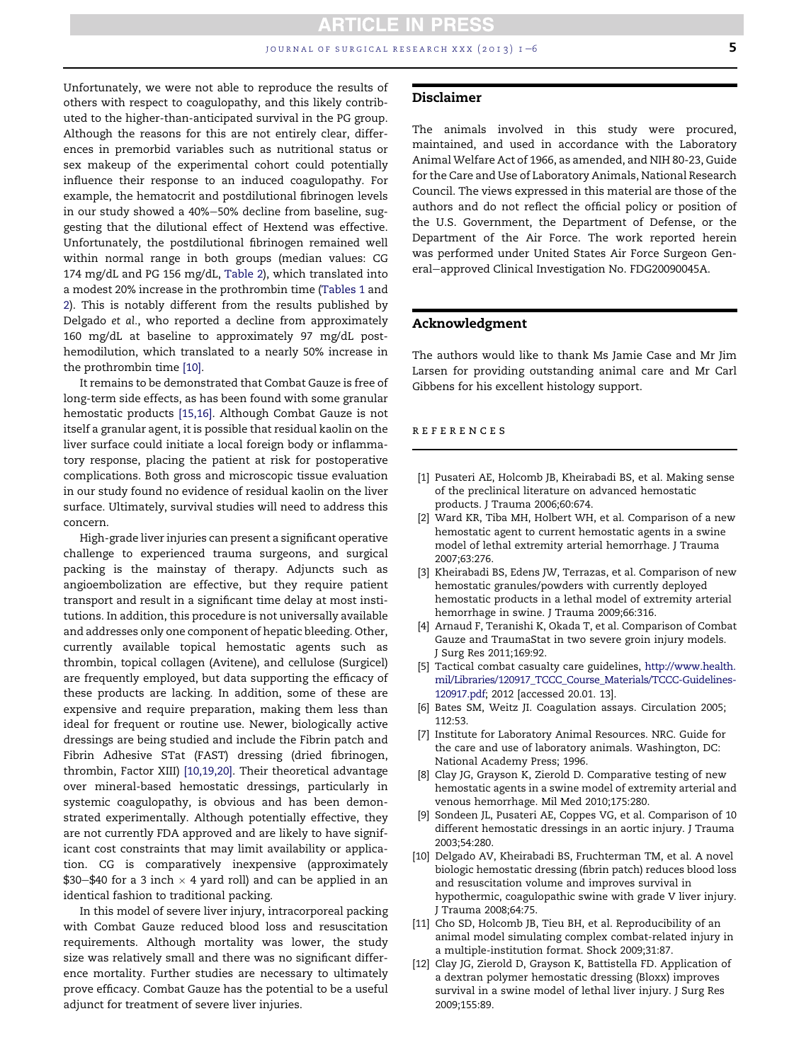Unfortunately, we were not able to reproduce the results of others with respect to coagulopathy, and this likely contributed to the higher-than-anticipated survival in the PG group. Although the reasons for this are not entirely clear, differences in premorbid variables such as nutritional status or sex makeup of the experimental cohort could potentially influence their response to an induced coagulopathy. For example, the hematocrit and postdilutional fibrinogen levels in our study showed a 40%–50% decline from baseline, suggesting that the dilutional effect of Hextend was effective. Unfortunately, the postdilutional fibrinogen remained well within normal range in both groups (median values: CG 174 mg/dL and PG 156 mg/dL, Table 2), which translated into a modest 20% increase in the prothrombin time (Tables 1 and 2). This is notably different from the results published by Delgado *et al.*, who reported a decline from approximately 160 mg/dL at baseline to approximately 97 mg/dL posthemodilution, which translated to a nearly 50% increase in the prothrombin time [10].

It remains to be demonstrated that Combat Gauze is free of long-term side effects, as has been found with some granular hemostatic products [15,16]. Although Combat Gauze is not itself a granular agent, it is possible that residual kaolin on the liver surface could initiate a local foreign body or inflammatory response, placing the patient at risk for postoperative complications. Both gross and microscopic tissue evaluation in our study found no evidence of residual kaolin on the liver surface. Ultimately, survival studies will need to address this concern.

High-grade liver injuries can present a significant operative challenge to experienced trauma surgeons, and surgical packing is the mainstay of therapy. Adjuncts such as angioembolization are effective, but they require patient transport and result in a significant time delay at most institutions. In addition, this procedure is not universally available and addresses only one component of hepatic bleeding. Other, currently available topical hemostatic agents such as thrombin, topical collagen (Avitene), and cellulose (Surgicel) are frequently employed, but data supporting the efficacy of these products are lacking. In addition, some of these are expensive and require preparation, making them less than ideal for frequent or routine use. Newer, biologically active dressings are being studied and include the Fibrin patch and Fibrin Adhesive STat (FAST) dressing (dried fibrinogen, thrombin, Factor XIII) [10,19,20]. Their theoretical advantage over mineral-based hemostatic dressings, particularly in systemic coagulopathy, is obvious and has been demonstrated experimentally. Although potentially effective, they are not currently FDA approved and are likely to have significant cost constraints that may limit availability or application. CG is comparatively inexpensive (approximately \$30–\$40 for a 3 inch × 4 yard roll) and can be applied in an identical fashion to traditional packing.

In this model of severe liver injury, intracorporeal packing with Combat Gauze reduced blood loss and resuscitation requirements. Although mortality was lower, the study size was relatively small and there was no significant difference mortality. Further studies are necessary to ultimately prove efficacy. Combat Gauze has the potential to be a useful adjunct for treatment of severe liver injuries.

## Disclaimer

The animals involved in this study were procured, maintained, and used in accordance with the Laboratory Animal Welfare Act of 1966, as amended, and NIH 80-23, Guide for the Care and Use of Laboratory Animals, National Research Council. The views expressed in this material are those of the authors and do not reflect the official policy or position of the U.S. Government, the Department of Defense, or the Department of the Air Force. The work reported herein was performed under United States Air Force Surgeon General–approved Clinical Investigation No. FDG20090045A.

## Acknowledgment

The authors would like to thank Ms Jamie Case and Mr Jim Larsen for providing outstanding animal care and Mr Carl Gibbens for his excellent histology support.

## REFERENCES

[1] Pusateri AE, Holcomb JB, Kheirabadi BS, et al. Making sense of the preclinical literature on advanced hemostatic products. J Trauma 2006;60:674.

[2] Ward KR, Tiba MH, Holbert WH, et al. Comparison of a new hemostatic agent to current hemostatic agents in a swine model of lethal extremity arterial hemorrhage. J Trauma 2007;63:276.

[3] Kheirabadi BS, Edens JW, Terrazas, et al. Comparison of new hemostatic granules/powders with currently deployed hemostatic products in a lethal model of extremity arterial hemorrhage in swine. J Trauma 2009;66:316.

[4] Arnaud F, Teranishi K, Okada T, et al. Comparison of Combat Gauze and TraumaStat in two severe groin injury models. J Surg Res 2011;169:92.

[5] Tactical combat casualty care guidelines, http://www.health.mil/Libraries/120917_TCCC_Course_Materials/TCCC-Guidelines-120917.pdf; 2012 [accessed 20.01. 13].

[6] Bates SM, Weitz JI. Coagulation assays. Circulation 2005; 112:53.

[7] Institute for Laboratory Animal Resources. NRC. Guide for the care and use of laboratory animals. Washington, DC: National Academy Press; 1996.

[8] Clay JG, Grayson K, Zierold D. Comparative testing of new hemostatic agents in a swine model of extremity arterial and venous hemorrhage. Mil Med 2010;175:280.

[9] Sondeen JL, Pusateri AE, Coppes VG, et al. Comparison of 10 different hemostatic dressings in an aortic injury. J Trauma 2003;54:280.

[10] Delgado AV, Kheirabadi BS, Fruchterman TM, et al. A novel biologic hemostatic dressing (fibrin patch) reduces blood loss and resuscitation volume and improves survival in hypothermic, coagulopathic swine with grade V liver injury. J Trauma 2008;64:75.

[11] Cho SD, Holcomb JB, Tieu BH, et al. Reproducibility of an animal model simulating complex combat-related injury in a multiple-institution format. Shock 2009;31:87.

[12] Clay JG, Zierold D, Grayson K, Battistella FD. Application of a dextran polymer hemostatic dressing (Bloxx) improves survival in a swine model of lethal liver injury. J Surg Res 2009;155:89.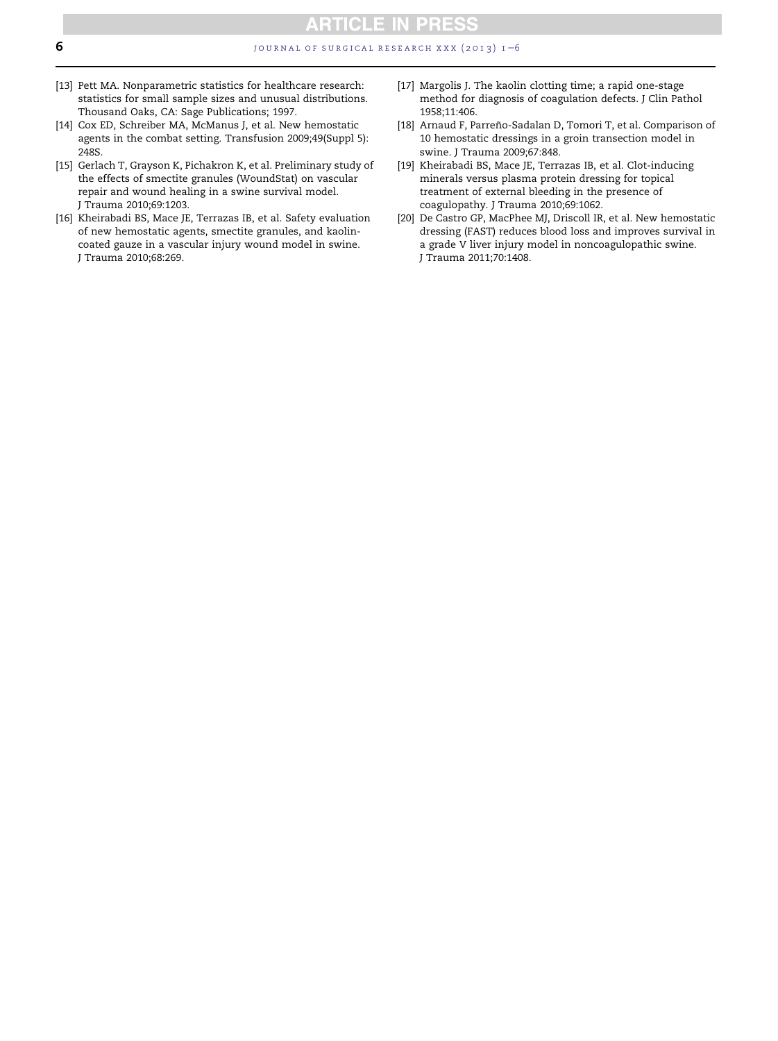[13] Pett MA. Nonparametric statistics for healthcare research: statistics for small sample sizes and unusual distributions. Thousand Oaks, CA: Sage Publications; 1997.

[14] Cox ED, Schreiber MA, McManus J, et al. New hemostatic agents in the combat setting. Transfusion 2009;49(Suppl 5): 248S.

[15] Gerlach T, Grayson K, Pichakron K, et al. Preliminary study of the effects of smectite granules (WoundStat) on vascular repair and wound healing in a swine survival model. J Trauma 2010;69:1203.

[16] Kheirabadi BS, Mace JE, Terrazas IB, et al. Safety evaluation of new hemostatic agents, smectite granules, and kaolin-coated gauze in a vascular injury wound model in swine. J Trauma 2010;68:269.

[17] Margolis J. The kaolin clotting time; a rapid one-stage method for diagnosis of coagulation defects. J Clin Pathol 1958;11:406.

[18] Arnaud F, Parreño-Sadalan D, Tomori T, et al. Comparison of 10 hemostatic dressings in a groin transection model in swine. J Trauma 2009;67:848.

[19] Kheirabadi BS, Mace JE, Terrazas IB, et al. Clot-inducing minerals versus plasma protein dressing for topical treatment of external bleeding in the presence of coagulopathy. J Trauma 2010;69:1062.

[20] De Castro GP, MacPhee MJ, Driscoll IR, et al. New hemostatic dressing (FAST) reduces blood loss and improves survival in a grade V liver injury model in noncoagulopathic swine. J Trauma 2011;70:1408.